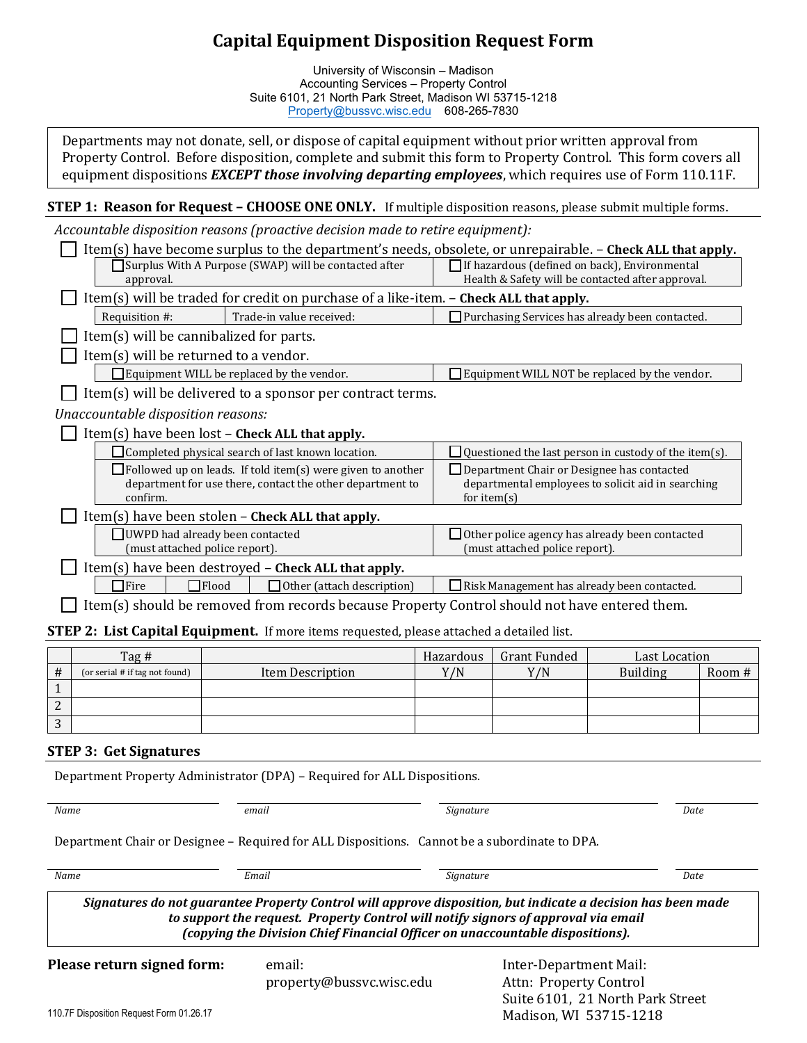# Capital Equipment Disposition Request Form

University of Wisconsin – Madison
Accounting Services – Property Control
Suite 6101, 21 North Park Street, Madison WI 53715-1218
Property@bussvc.wisc.edu 608-265-7830

Departments may not donate, sell, or dispose of capital equipment without prior written approval from Property Control. Before disposition, complete and submit this form to Property Control. This form covers all equipment dispositions ***EXCEPT those involving departing employees***, which requires use of Form 110.11F.

**STEP 1: Reason for Request – CHOOSE ONE ONLY.** If multiple disposition reasons, please submit multiple forms.

*Accountable disposition reasons (proactive decision made to retire equipment):*

- ☐ Item(s) have become surplus to the department's needs, obsolete, or unrepairable. – **Check ALL that apply.**
  - ☐ Surplus With A Purpose (SWAP) will be contacted after approval.
  - ☐ If hazardous (defined on back), Environmental Health & Safety will be contacted after approval.
- ☐ Item(s) will be traded for credit on purchase of a like-item. – **Check ALL that apply.**
  - Requisition #:
  - Trade-in value received:
  - ☐ Purchasing Services has already been contacted.
- ☐ Item(s) will be cannibalized for parts.
- ☐ Item(s) will be returned to a vendor.
  - ☐ Equipment WILL be replaced by the vendor.
  - ☐ Equipment WILL NOT be replaced by the vendor.
- ☐ Item(s) will be delivered to a sponsor per contract terms.

*Unaccountable disposition reasons:*

- ☐ Item(s) have been lost – **Check ALL that apply.**
  - ☐ Completed physical search of last known location.
  - ☐ Questioned the last person in custody of the item(s).
  - ☐ Followed up on leads. If told item(s) were given to another department for use there, contact the other department to confirm.
  - ☐ Department Chair or Designee has contacted departmental employees to solicit aid in searching for item(s)
- ☐ Item(s) have been stolen – **Check ALL that apply.**
  - ☐ UWPD had already been contacted (must attached police report).
  - ☐ Other police agency has already been contacted (must attached police report).
- ☐ Item(s) have been destroyed – **Check ALL that apply.**
  - ☐ Fire
  - ☐ Flood
  - ☐ Other (attach description)
  - ☐ Risk Management has already been contacted.
- ☐ Item(s) should be removed from records because Property Control should not have entered them.

**STEP 2: List Capital Equipment.** If more items requested, please attached a detailed list.

| # | Tag # (or serial # if tag not found) | Item Description | Hazardous Y/N | Grant Funded Y/N | Last Location Building | Last Location Room # |
|---|---|---|---|---|---|---|
| 1 | | | | | | |
| 2 | | | | | | |
| 3 | | | | | | |

**STEP 3: Get Signatures**

Department Property Administrator (DPA) – Required for ALL Dispositions.

| *Name* | *email* | *Signature* | *Date* |
|---|---|---|---|
| | | | |

Department Chair or Designee – Required for ALL Dispositions. Cannot be a subordinate to DPA.

| *Name* | *Email* | *Signature* | *Date* |
|---|---|---|---|
| | | | |

***Signatures do not guarantee Property Control will approve disposition, but indicate a decision has been made to support the request. Property Control will notify signors of approval via email (copying the Division Chief Financial Officer on unaccountable dispositions).***

**Please return signed form:**

email:
property@bussvc.wisc.edu

Inter-Department Mail:
Attn: Property Control
Suite 6101, 21 North Park Street
Madison, WI 53715-1218

110.7F Disposition Request Form 01.26.17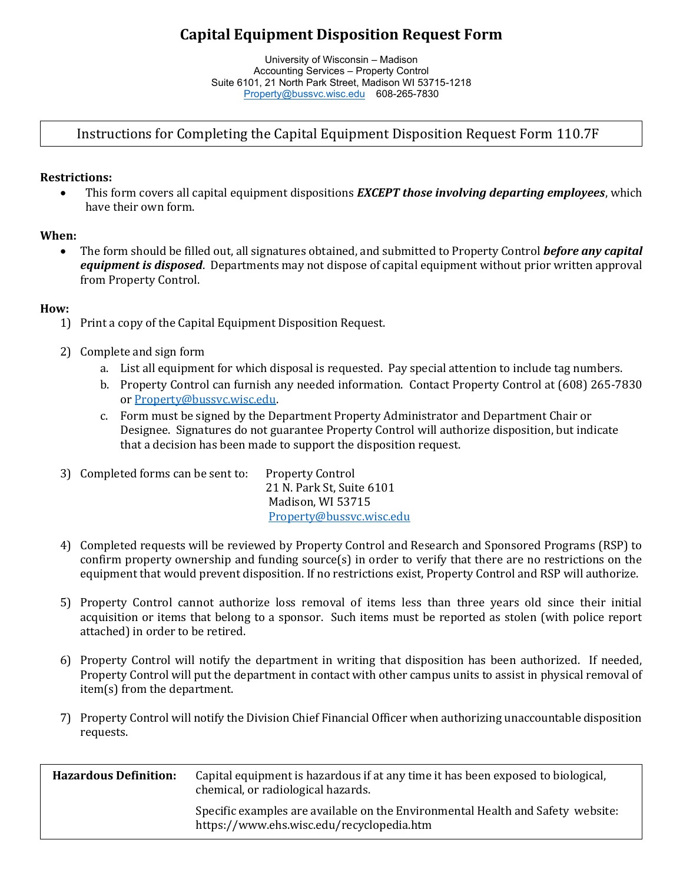# Capital Equipment Disposition Request Form

University of Wisconsin – Madison
Accounting Services – Property Control
Suite 6101, 21 North Park Street, Madison WI 53715-1218
Property@bussvc.wisc.edu 608-265-7830

## Instructions for Completing the Capital Equipment Disposition Request Form 110.7F

**Restrictions:**

- This form covers all capital equipment dispositions ***EXCEPT those involving departing employees***, which have their own form.

**When:**

- The form should be filled out, all signatures obtained, and submitted to Property Control ***before any capital equipment is disposed***. Departments may not dispose of capital equipment without prior written approval from Property Control.

**How:**

1) Print a copy of the Capital Equipment Disposition Request.

2) Complete and sign form
   a. List all equipment for which disposal is requested. Pay special attention to include tag numbers.
   b. Property Control can furnish any needed information. Contact Property Control at (608) 265-7830 or Property@bussvc.wisc.edu.
   c. Form must be signed by the Department Property Administrator and Department Chair or Designee. Signatures do not guarantee Property Control will authorize disposition, but indicate that a decision has been made to support the disposition request.

3) Completed forms can be sent to: Property Control
   21 N. Park St, Suite 6101
   Madison, WI 53715
   Property@bussvc.wisc.edu

4) Completed requests will be reviewed by Property Control and Research and Sponsored Programs (RSP) to confirm property ownership and funding source(s) in order to verify that there are no restrictions on the equipment that would prevent disposition. If no restrictions exist, Property Control and RSP will authorize.

5) Property Control cannot authorize loss removal of items less than three years old since their initial acquisition or items that belong to a sponsor. Such items must be reported as stolen (with police report attached) in order to be retired.

6) Property Control will notify the department in writing that disposition has been authorized. If needed, Property Control will put the department in contact with other campus units to assist in physical removal of item(s) from the department.

7) Property Control will notify the Division Chief Financial Officer when authorizing unaccountable disposition requests.

| | |
|---|---|
| **Hazardous Definition:** | Capital equipment is hazardous if at any time it has been exposed to biological, chemical, or radiological hazards.<br><br>Specific examples are available on the Environmental Health and Safety website: https://www.ehs.wisc.edu/recyclopedia.htm |